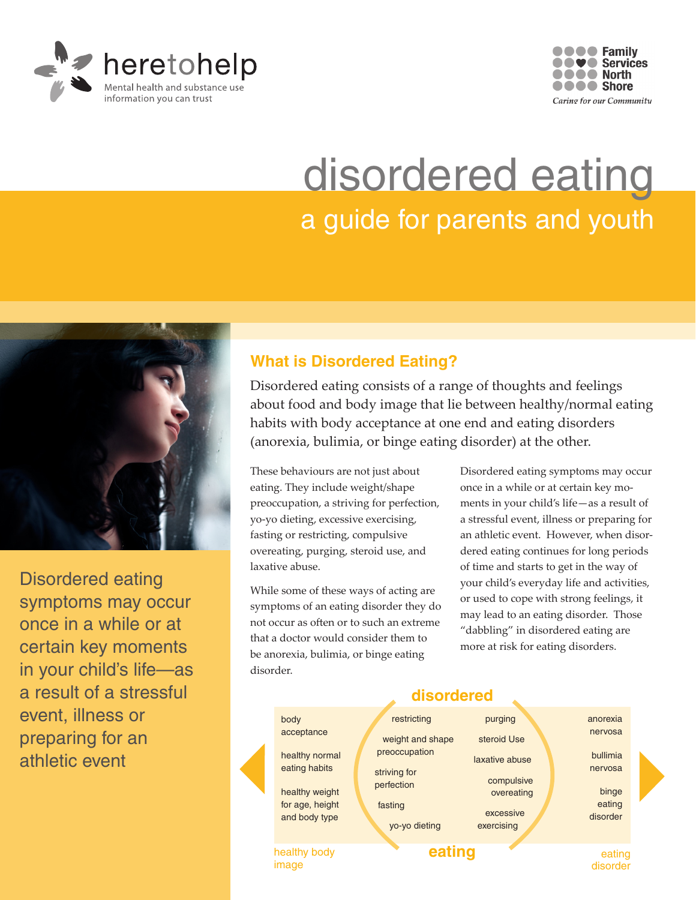heretohelp
Mental health and substance use information you can trust

Family Services North Shore
Caring for our Community

# disordered eating

## a guide for parents and youth

Disordered eating symptoms may occur once in a while or at certain key moments in your child's life—as a result of a stressful event, illness or preparing for an athletic event

### What is Disordered Eating?

Disordered eating consists of a range of thoughts and feelings about food and body image that lie between healthy/normal eating habits with body acceptance at one end and eating disorders (anorexia, bulimia, or binge eating disorder) at the other.

These behaviours are not just about eating. They include weight/shape preoccupation, a striving for perfection, yo-yo dieting, excessive exercising, fasting or restricting, compulsive overeating, purging, steroid use, and laxative abuse.

While some of these ways of acting are symptoms of an eating disorder they do not occur as often or to such an extreme that a doctor would consider them to be anorexia, bulimia, or binge eating disorder.

Disordered eating symptoms may occur once in a while or at certain key moments in your child's life—as a result of a stressful event, illness or preparing for an athletic event. However, when disordered eating continues for long periods of time and starts to get in the way of your child's everyday life and activities, or used to cope with strong feelings, it may lead to an eating disorder. Those "dabbling" in disordered eating are more at risk for eating disorders.

| healthy body image | disordered eating | | eating disorder |
|---|---|---|---|
| body acceptance | restricting | purging | anorexia nervosa |
| healthy normal eating habits | weight and shape preoccupation | steroid Use | bullimia nervosa |
| healthy weight for age, height and body type | striving for perfection | laxative abuse | binge eating disorder |
| | fasting | compulsive overeating | |
| | yo-yo dieting | excessive exercising | |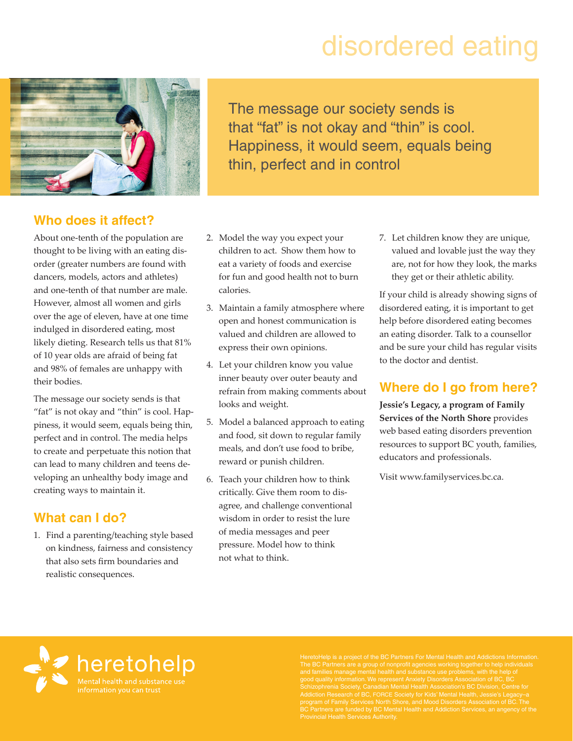# disordered eating

The message our society sends is that "fat" is not okay and "thin" is cool. Happiness, it would seem, equals being thin, perfect and in control

## Who does it affect?

About one-tenth of the population are thought to be living with an eating disorder (greater numbers are found with dancers, models, actors and athletes) and one-tenth of that number are male. However, almost all women and girls over the age of eleven, have at one time indulged in disordered eating, most likely dieting. Research tells us that 81% of 10 year olds are afraid of being fat and 98% of females are unhappy with their bodies.

The message our society sends is that "fat" is not okay and "thin" is cool. Happiness, it would seem, equals being thin, perfect and in control. The media helps to create and perpetuate this notion that can lead to many children and teens developing an unhealthy body image and creating ways to maintain it.

## What can I do?

1. Find a parenting/teaching style based on kindness, fairness and consistency that also sets firm boundaries and realistic consequences.
2. Model the way you expect your children to act. Show them how to eat a variety of foods and exercise for fun and good health not to burn calories.
3. Maintain a family atmosphere where open and honest communication is valued and children are allowed to express their own opinions.
4. Let your children know you value inner beauty over outer beauty and refrain from making comments about looks and weight.
5. Model a balanced approach to eating and food, sit down to regular family meals, and don't use food to bribe, reward or punish children.
6. Teach your children how to think critically. Give them room to disagree, and challenge conventional wisdom in order to resist the lure of media messages and peer pressure. Model how to think not what to think.
7. Let children know they are unique, valued and lovable just the way they are, not for how they look, the marks they get or their athletic ability.

If your child is already showing signs of disordered eating, it is important to get help before disordered eating becomes an eating disorder. Talk to a counsellor and be sure your child has regular visits to the doctor and dentist.

## Where do I go from here?

**Jessie's Legacy, a program of Family Services of the North Shore** provides web based eating disorders prevention resources to support BC youth, families, educators and professionals.

Visit www.familyservices.bc.ca.

heretohelp
Mental health and substance use information you can trust

HeretoHelp is a project of the BC Partners For Mental Health and Addictions Information. The BC Partners are a group of nonprofit agencies working together to help individuals and families manage mental health and substance use problems, with the help of good quality information. We represent Anxiety Disorders Association of BC, BC Schizophrenia Society, Canadian Mental Health Association's BC Division, Centre for Addiction Research of BC, FORCE Society for Kids' Mental Health, Jessie's Legacy–a program of Family Services North Shore, and Mood Disorders Association of BC. The BC Partners are funded by BC Mental Health and Addiction Services, an angency of the Provincial Health Services Authority.